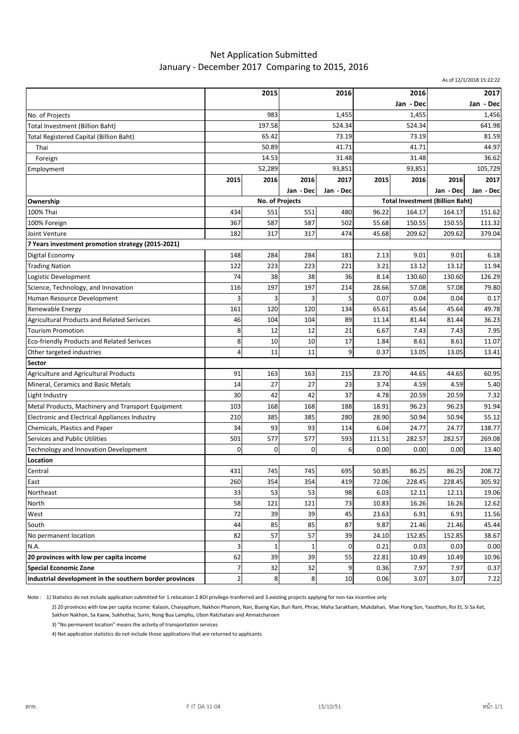# Net Application Submitted
## January - December 2017 Comparing to 2015, 2016

As of 12/1/2018 15:22:22

| | 2015 | 2016 | 2016 Jan - Dec | 2017 Jan - Dec |
|---|---|---|---|---|
| No. of Projects | 983 | 1,455 | 1,455 | 1,456 |
| Total Investment (Billion Baht) | 197.58 | 524.34 | 524.34 | 641.98 |
| Total Registered Capital (Billion Baht) | 65.42 | 73.19 | 73.19 | 81.59 |
| Thai | 50.89 | 41.71 | 41.71 | 44.97 |
| Foreign | 14.53 | 31.48 | 31.48 | 36.62 |
| Employment | 52,289 | 93,851 | 93,851 | 105,729 |

| | No. of Projects | | | | Total Investment (Billion Baht) | | | |
|---|---|---|---|---|---|---|---|---|
| | 2015 | 2016 | 2016 Jan - Dec | 2017 Jan - Dec | 2015 | 2016 | 2016 Jan - Dec | 2017 Jan - Dec |
| **Ownership** | | | | | | | | |
| 100% Thai | 434 | 551 | 551 | 480 | 96.22 | 164.17 | 164.17 | 151.62 |
| 100% Foreign | 367 | 587 | 587 | 502 | 55.68 | 150.55 | 150.55 | 111.32 |
| Joint Venture | 182 | 317 | 317 | 474 | 45.68 | 209.62 | 209.62 | 379.04 |
| **7 Years investment promotion strategy (2015-2021)** | | | | | | | | |
| Digital Economy | 148 | 284 | 284 | 181 | 2.13 | 9.01 | 9.01 | 6.18 |
| Trading Nation | 122 | 223 | 223 | 221 | 3.21 | 13.12 | 13.12 | 11.94 |
| Logistic Development | 74 | 38 | 38 | 36 | 8.14 | 130.60 | 130.60 | 126.29 |
| Science, Technology, and Innovation | 116 | 197 | 197 | 214 | 28.66 | 57.08 | 57.08 | 79.80 |
| Human Resource Development | 3 | 3 | 3 | 5 | 0.07 | 0.04 | 0.04 | 0.17 |
| Renewable Energy | 161 | 120 | 120 | 134 | 65.61 | 45.64 | 45.64 | 49.78 |
| Agricultural Products and Related Serivces | 46 | 104 | 104 | 89 | 11.14 | 81.44 | 81.44 | 36.23 |
| Tourism Promotion | 8 | 12 | 12 | 21 | 6.67 | 7.43 | 7.43 | 7.95 |
| Eco-friendly Products and Related Serivces | 8 | 10 | 10 | 17 | 1.84 | 8.61 | 8.61 | 11.07 |
| Other targeted industries | 4 | 11 | 11 | 9 | 0.37 | 13.05 | 13.05 | 13.41 |
| **Sector** | | | | | | | | |
| Agriculture and Agricultural Products | 91 | 163 | 163 | 215 | 23.70 | 44.65 | 44.65 | 60.95 |
| Mineral, Ceramics and Basic Metals | 14 | 27 | 27 | 23 | 3.74 | 4.59 | 4.59 | 5.40 |
| Light Industry | 30 | 42 | 42 | 37 | 4.78 | 20.59 | 20.59 | 7.32 |
| Metal Products, Machinery and Transport Equipment | 103 | 168 | 168 | 188 | 18.91 | 96.23 | 96.23 | 91.94 |
| Electronic and Electrical Appliances Industry | 210 | 385 | 385 | 280 | 28.90 | 50.94 | 50.94 | 55.12 |
| Chemicals, Plastics and Paper | 34 | 93 | 93 | 114 | 6.04 | 24.77 | 24.77 | 138.77 |
| Services and Public Utilities | 501 | 577 | 577 | 593 | 111.51 | 282.57 | 282.57 | 269.08 |
| Technology and Innovation Development | 0 | 0 | 0 | 6 | 0.00 | 0.00 | 0.00 | 13.40 |
| **Location** | | | | | | | | |
| Central | 431 | 745 | 745 | 695 | 50.85 | 86.25 | 86.25 | 208.72 |
| East | 260 | 354 | 354 | 419 | 72.06 | 228.45 | 228.45 | 305.92 |
| Northeast | 33 | 53 | 53 | 98 | 6.03 | 12.11 | 12.11 | 19.06 |
| North | 58 | 121 | 121 | 73 | 10.83 | 16.26 | 16.26 | 12.62 |
| West | 72 | 39 | 39 | 45 | 23.63 | 6.91 | 6.91 | 11.56 |
| South | 44 | 85 | 85 | 87 | 9.87 | 21.46 | 21.46 | 45.44 |
| No permanent location | 82 | 57 | 57 | 39 | 24.10 | 152.85 | 152.85 | 38.67 |
| N.A. | 3 | 1 | 1 | 0 | 0.21 | 0.03 | 0.03 | 0.00 |
| **20 provinces with low per capita income** | 62 | 39 | 39 | 55 | 22.81 | 10.49 | 10.49 | 10.96 |
| **Special Economic Zone** | 7 | 32 | 32 | 9 | 0.36 | 7.97 | 7.97 | 0.37 |
| **Industrial development in the southern border provinces** | 2 | 8 | 8 | 10 | 0.06 | 3.07 | 3.07 | 7.22 |

Note : 1) Statistics do not include application submitted for 1.relocation 2.BOI privilege-tranferred and 3.existing projects applying for non-tax incentive only

2) 20 provinces with low per capita income: Kalasin, Chaiyaphum, Nakhon Phanom, Nan, Bueng Kan, Buri Ram, Phrae, Maha Sarakham, Mukdahan, Mae Hong Son, Yasothon, Roi Et, Si Sa Ket, Sakhon Nakhon, Sa Kaew, Sukhothai, Surin, Nong Bua Lamphu, Ubon Ratchatani and Amnatcharoen

3) "No permanent location" means the activity of transportation services

4) Net application statistics do not include those applications that are returned to applicants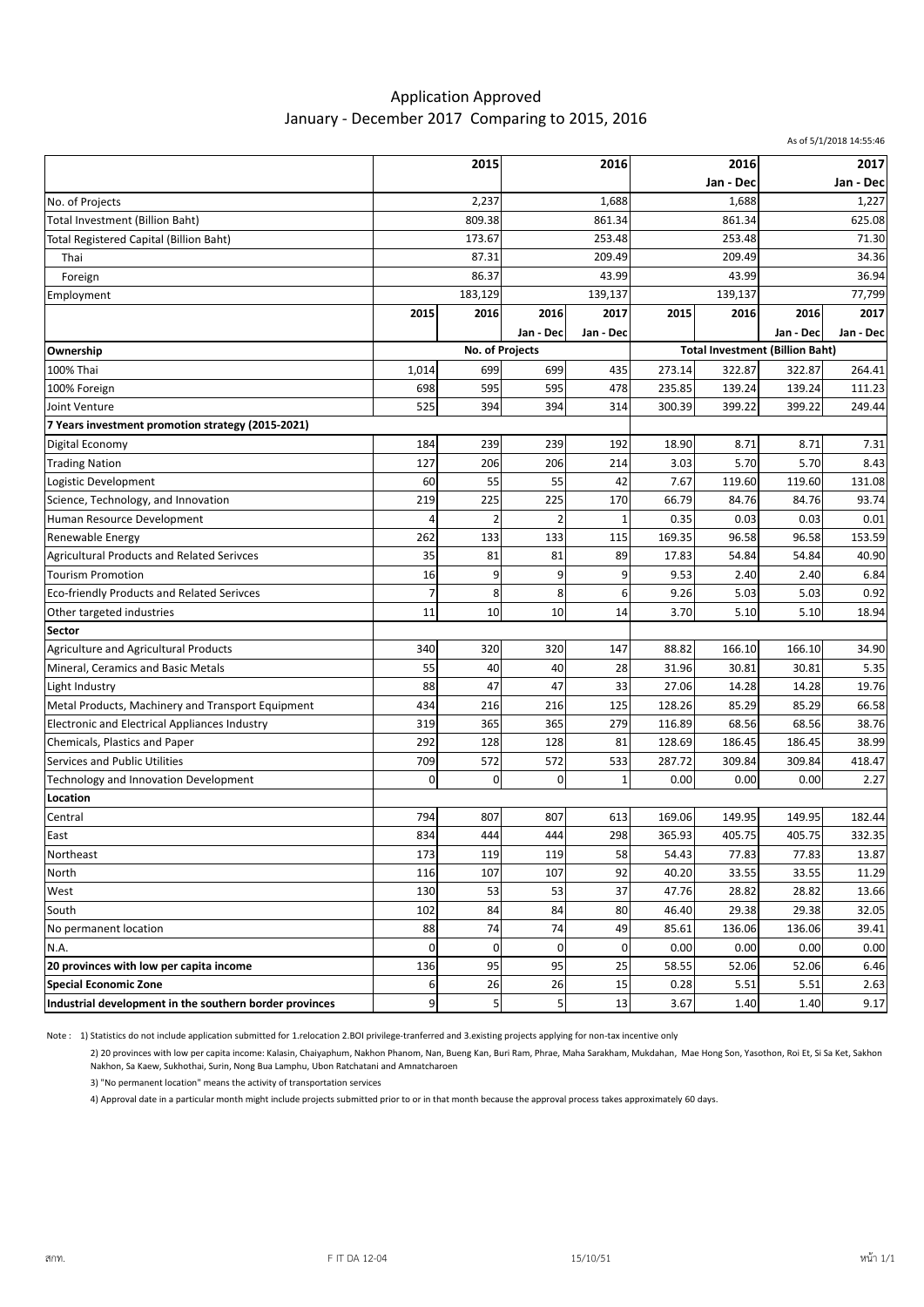# Application Approved
## January - December 2017 Comparing to 2015, 2016

As of 5/1/2018 14:55:46

| | 2015 | 2016 | 2016 Jan - Dec | 2017 Jan - Dec |
|---|---|---|---|---|
| No. of Projects | 2,237 | 1,688 | 1,688 | 1,227 |
| Total Investment (Billion Baht) | 809.38 | 861.34 | 861.34 | 625.08 |
| Total Registered Capital (Billion Baht) | 173.67 | 253.48 | 253.48 | 71.30 |
| Thai | 87.31 | 209.49 | 209.49 | 34.36 |
| Foreign | 86.37 | 43.99 | 43.99 | 36.94 |
| Employment | 183,129 | 139,137 | 139,137 | 77,799 |

| | No. of Projects | | | | Total Investment (Billion Baht) | | | |
|---|---|---|---|---|---|---|---|---|
| | 2015 | 2016 | 2016 Jan - Dec | 2017 Jan - Dec | 2015 | 2016 | 2016 Jan - Dec | 2017 Jan - Dec |
| **Ownership** | | | | | | | | |
| 100% Thai | 1,014 | 699 | 699 | 435 | 273.14 | 322.87 | 322.87 | 264.41 |
| 100% Foreign | 698 | 595 | 595 | 478 | 235.85 | 139.24 | 139.24 | 111.23 |
| Joint Venture | 525 | 394 | 394 | 314 | 300.39 | 399.22 | 399.22 | 249.44 |
| **7 Years investment promotion strategy (2015-2021)** | | | | | | | | |
| Digital Economy | 184 | 239 | 239 | 192 | 18.90 | 8.71 | 8.71 | 7.31 |
| Trading Nation | 127 | 206 | 206 | 214 | 3.03 | 5.70 | 5.70 | 8.43 |
| Logistic Development | 60 | 55 | 55 | 42 | 7.67 | 119.60 | 119.60 | 131.08 |
| Science, Technology, and Innovation | 219 | 225 | 225 | 170 | 66.79 | 84.76 | 84.76 | 93.74 |
| Human Resource Development | 4 | 2 | 2 | 1 | 0.35 | 0.03 | 0.03 | 0.01 |
| Renewable Energy | 262 | 133 | 133 | 115 | 169.35 | 96.58 | 96.58 | 153.59 |
| Agricultural Products and Related Serivces | 35 | 81 | 81 | 89 | 17.83 | 54.84 | 54.84 | 40.90 |
| Tourism Promotion | 16 | 9 | 9 | 9 | 9.53 | 2.40 | 2.40 | 6.84 |
| Eco-friendly Products and Related Serivces | 7 | 8 | 8 | 6 | 9.26 | 5.03 | 5.03 | 0.92 |
| Other targeted industries | 11 | 10 | 10 | 14 | 3.70 | 5.10 | 5.10 | 18.94 |
| **Sector** | | | | | | | | |
| Agriculture and Agricultural Products | 340 | 320 | 320 | 147 | 88.82 | 166.10 | 166.10 | 34.90 |
| Mineral, Ceramics and Basic Metals | 55 | 40 | 40 | 28 | 31.96 | 30.81 | 30.81 | 5.35 |
| Light Industry | 88 | 47 | 47 | 33 | 27.06 | 14.28 | 14.28 | 19.76 |
| Metal Products, Machinery and Transport Equipment | 434 | 216 | 216 | 125 | 128.26 | 85.29 | 85.29 | 66.58 |
| Electronic and Electrical Appliances Industry | 319 | 365 | 365 | 279 | 116.89 | 68.56 | 68.56 | 38.76 |
| Chemicals, Plastics and Paper | 292 | 128 | 128 | 81 | 128.69 | 186.45 | 186.45 | 38.99 |
| Services and Public Utilities | 709 | 572 | 572 | 533 | 287.72 | 309.84 | 309.84 | 418.47 |
| Technology and Innovation Development | 0 | 0 | 0 | 1 | 0.00 | 0.00 | 0.00 | 2.27 |
| **Location** | | | | | | | | |
| Central | 794 | 807 | 807 | 613 | 169.06 | 149.95 | 149.95 | 182.44 |
| East | 834 | 444 | 444 | 298 | 365.93 | 405.75 | 405.75 | 332.35 |
| Northeast | 173 | 119 | 119 | 58 | 54.43 | 77.83 | 77.83 | 13.87 |
| North | 116 | 107 | 107 | 92 | 40.20 | 33.55 | 33.55 | 11.29 |
| West | 130 | 53 | 53 | 37 | 47.76 | 28.82 | 28.82 | 13.66 |
| South | 102 | 84 | 84 | 80 | 46.40 | 29.38 | 29.38 | 32.05 |
| No permanent location | 88 | 74 | 74 | 49 | 85.61 | 136.06 | 136.06 | 39.41 |
| N.A. | 0 | 0 | 0 | 0 | 0.00 | 0.00 | 0.00 | 0.00 |
| **20 provinces with low per capita income** | 136 | 95 | 95 | 25 | 58.55 | 52.06 | 52.06 | 6.46 |
| **Special Economic Zone** | 6 | 26 | 26 | 15 | 0.28 | 5.51 | 5.51 | 2.63 |
| **Industrial development in the southern border provinces** | 9 | 5 | 5 | 13 | 3.67 | 1.40 | 1.40 | 9.17 |

Note : 1) Statistics do not include application submitted for 1.relocation 2.BOI privilege-tranferred and 3.existing projects applying for non-tax incentive only

2) 20 provinces with low per capita income: Kalasin, Chaiyaphum, Nakhon Phanom, Nan, Bueng Kan, Buri Ram, Phrae, Maha Sarakham, Mukdahan, Mae Hong Son, Yasothon, Roi Et, Si Sa Ket, Sakhon Nakhon, Sa Kaew, Sukhothai, Surin, Nong Bua Lamphu, Ubon Ratchatani and Amnatcharoen

3) "No permanent location" means the activity of transportation services

4) Approval date in a particular month might include projects submitted prior to or in that month because the approval process takes approximately 60 days.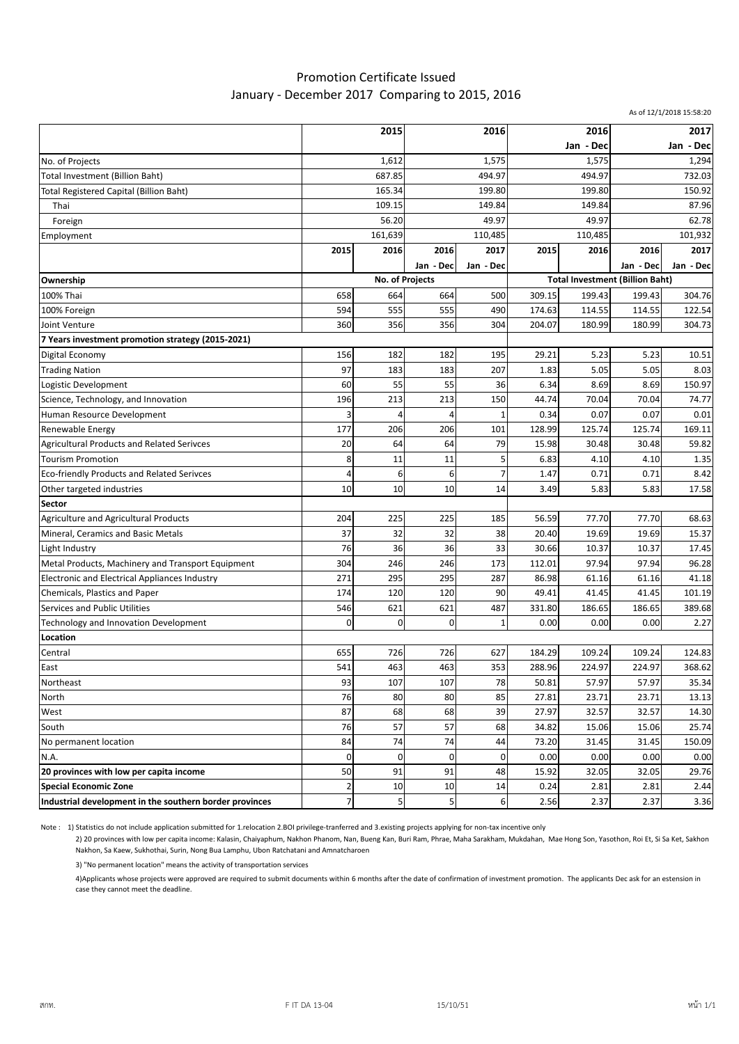# Promotion Certificate Issued
## January - December 2017 Comparing to 2015, 2016

As of 12/1/2018 15:58:20

| | 2015 | | 2016 | | 2016 Jan - Dec | | 2017 Jan - Dec | |
|---|---|---|---|---|---|---|---|---|
| No. of Projects | 1,612 | | 1,575 | | 1,575 | | 1,294 | |
| Total Investment (Billion Baht) | 687.85 | | 494.97 | | 494.97 | | 732.03 | |
| Total Registered Capital (Billion Baht) | 165.34 | | 199.80 | | 199.80 | | 150.92 | |
| Thai | 109.15 | | 149.84 | | 149.84 | | 87.96 | |
| Foreign | 56.20 | | 49.97 | | 49.97 | | 62.78 | |
| Employment | 161,639 | | 110,485 | | 110,485 | | 101,932 | |
| | 2015 | 2016 | 2016 Jan - Dec | 2017 Jan - Dec | 2015 | 2016 | 2016 Jan - Dec | 2017 Jan - Dec |
| **Ownership** | **No. of Projects** | | | | **Total Investment (Billion Baht)** | | | |
| 100% Thai | 658 | 664 | 664 | 500 | 309.15 | 199.43 | 199.43 | 304.76 |
| 100% Foreign | 594 | 555 | 555 | 490 | 174.63 | 114.55 | 114.55 | 122.54 |
| Joint Venture | 360 | 356 | 356 | 304 | 204.07 | 180.99 | 180.99 | 304.73 |
| **7 Years investment promotion strategy (2015-2021)** | | | | | | | | |
| Digital Economy | 156 | 182 | 182 | 195 | 29.21 | 5.23 | 5.23 | 10.51 |
| Trading Nation | 97 | 183 | 183 | 207 | 1.83 | 5.05 | 5.05 | 8.03 |
| Logistic Development | 60 | 55 | 55 | 36 | 6.34 | 8.69 | 8.69 | 150.97 |
| Science, Technology, and Innovation | 196 | 213 | 213 | 150 | 44.74 | 70.04 | 70.04 | 74.77 |
| Human Resource Development | 3 | 4 | 4 | 1 | 0.34 | 0.07 | 0.07 | 0.01 |
| Renewable Energy | 177 | 206 | 206 | 101 | 128.99 | 125.74 | 125.74 | 169.11 |
| Agricultural Products and Related Serivces | 20 | 64 | 64 | 79 | 15.98 | 30.48 | 30.48 | 59.82 |
| Tourism Promotion | 8 | 11 | 11 | 5 | 6.83 | 4.10 | 4.10 | 1.35 |
| Eco-friendly Products and Related Serivces | 4 | 6 | 6 | 7 | 1.47 | 0.71 | 0.71 | 8.42 |
| Other targeted industries | 10 | 10 | 10 | 14 | 3.49 | 5.83 | 5.83 | 17.58 |
| **Sector** | | | | | | | | |
| Agriculture and Agricultural Products | 204 | 225 | 225 | 185 | 56.59 | 77.70 | 77.70 | 68.63 |
| Mineral, Ceramics and Basic Metals | 37 | 32 | 32 | 38 | 20.40 | 19.69 | 19.69 | 15.37 |
| Light Industry | 76 | 36 | 36 | 33 | 30.66 | 10.37 | 10.37 | 17.45 |
| Metal Products, Machinery and Transport Equipment | 304 | 246 | 246 | 173 | 112.01 | 97.94 | 97.94 | 96.28 |
| Electronic and Electrical Appliances Industry | 271 | 295 | 295 | 287 | 86.98 | 61.16 | 61.16 | 41.18 |
| Chemicals, Plastics and Paper | 174 | 120 | 120 | 90 | 49.41 | 41.45 | 41.45 | 101.19 |
| Services and Public Utilities | 546 | 621 | 621 | 487 | 331.80 | 186.65 | 186.65 | 389.68 |
| Technology and Innovation Development | 0 | 0 | 0 | 1 | 0.00 | 0.00 | 0.00 | 2.27 |
| **Location** | | | | | | | | |
| Central | 655 | 726 | 726 | 627 | 184.29 | 109.24 | 109.24 | 124.83 |
| East | 541 | 463 | 463 | 353 | 288.96 | 224.97 | 224.97 | 368.62 |
| Northeast | 93 | 107 | 107 | 78 | 50.81 | 57.97 | 57.97 | 35.34 |
| North | 76 | 80 | 80 | 85 | 27.81 | 23.71 | 23.71 | 13.13 |
| West | 87 | 68 | 68 | 39 | 27.97 | 32.57 | 32.57 | 14.30 |
| South | 76 | 57 | 57 | 68 | 34.82 | 15.06 | 15.06 | 25.74 |
| No permanent location | 84 | 74 | 74 | 44 | 73.20 | 31.45 | 31.45 | 150.09 |
| N.A. | 0 | 0 | 0 | 0 | 0.00 | 0.00 | 0.00 | 0.00 |
| **20 provinces with low per capita income** | 50 | 91 | 91 | 48 | 15.92 | 32.05 | 32.05 | 29.76 |
| **Special Economic Zone** | 2 | 10 | 10 | 14 | 0.24 | 2.81 | 2.81 | 2.44 |
| **Industrial development in the southern border provinces** | 7 | 5 | 5 | 6 | 2.56 | 2.37 | 2.37 | 3.36 |

Note : 1) Statistics do not include application submitted for 1.relocation 2.BOI privilege-tranferred and 3.existing projects applying for non-tax incentive only

2) 20 provinces with low per capita income: Kalasin, Chaiyaphum, Nakhon Phanom, Nan, Bueng Kan, Buri Ram, Phrae, Maha Sarakham, Mukdahan, Mae Hong Son, Yasothon, Roi Et, Si Sa Ket, Sakhon Nakhon, Sa Kaew, Sukhothai, Surin, Nong Bua Lamphu, Ubon Ratchatani and Amnatcharoen

3) "No permanent location" means the activity of transportation services

4)Applicants whose projects were approved are required to submit documents within 6 months after the date of confirmation of investment promotion. The applicants Dec ask for an estension in case they cannot meet the deadline.